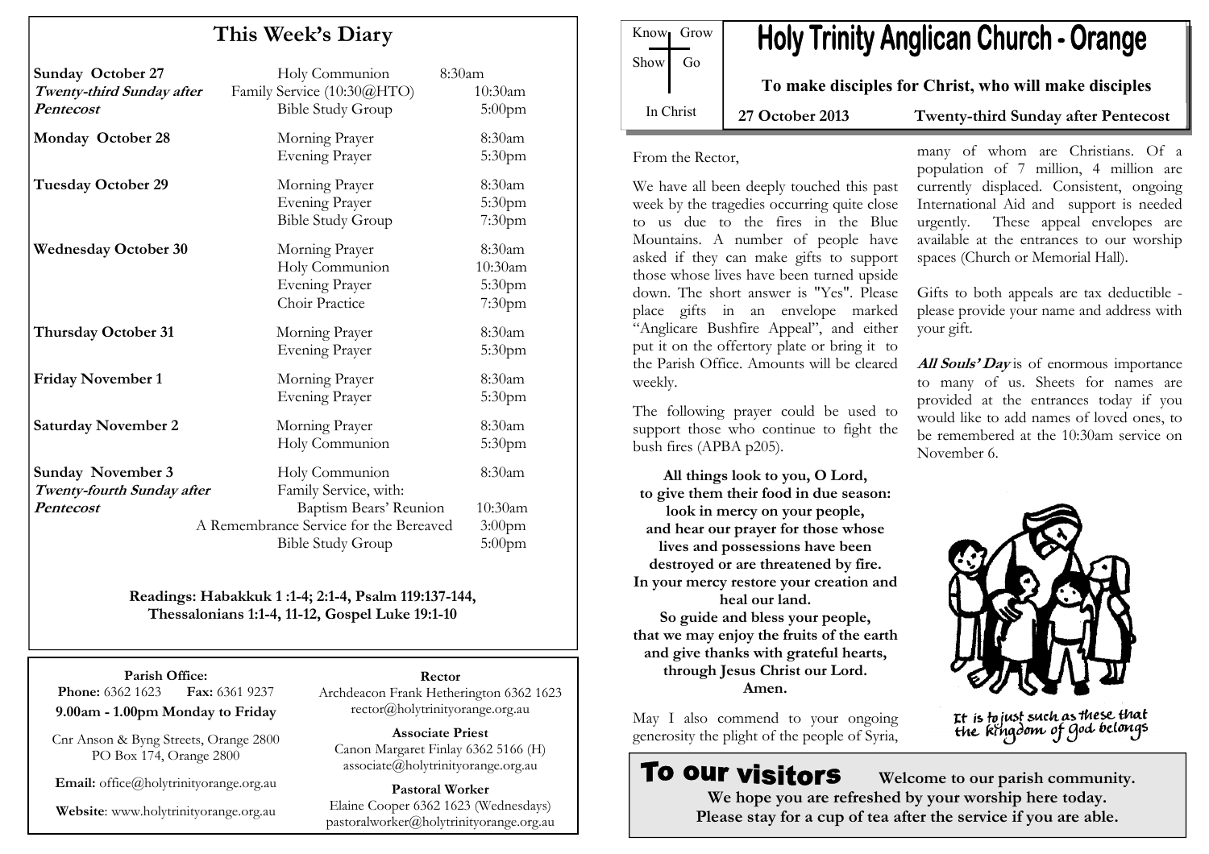## This Week's Diary

| | | |
|---|---|---|
| **Sunday October 27** *Twenty-third Sunday after Pentecost* | Holy Communion | 8:30am |
| | Family Service (10:30@HTO) | 10:30am |
| | Bible Study Group | 5:00pm |
| **Monday October 28** | Morning Prayer | 8:30am |
| | Evening Prayer | 5:30pm |
| **Tuesday October 29** | Morning Prayer | 8:30am |
| | Evening Prayer | 5:30pm |
| | Bible Study Group | 7:30pm |
| **Wednesday October 30** | Morning Prayer | 8:30am |
| | Holy Communion | 10:30am |
| | Evening Prayer | 5:30pm |
| | Choir Practice | 7:30pm |
| **Thursday October 31** | Morning Prayer | 8:30am |
| | Evening Prayer | 5:30pm |
| **Friday November 1** | Morning Prayer | 8:30am |
| | Evening Prayer | 5:30pm |
| **Saturday November 2** | Morning Prayer | 8:30am |
| | Holy Communion | 5:30pm |
| **Sunday November 3** *Twenty-fourth Sunday after Pentecost* | Holy Communion | 8:30am |
| | Family Service, with: Baptism Bears' Reunion | 10:30am |
| | A Remembrance Service for the Bereaved | 3:00pm |
| | Bible Study Group | 5:00pm |

**Readings: Habakkuk 1 :1-4; 2:1-4, Psalm 119:137-144, Thessalonians 1:1-4, 11-12, Gospel Luke 19:1-10**

**Parish Office:**
**Phone:** 6362 1623 **Fax:** 6361 9237
**9.00am - 1.00pm Monday to Friday**

Cnr Anson & Byng Streets, Orange 2800
PO Box 174, Orange 2800

**Email:** office@holytrinityorange.org.au

**Website**: www.holytrinityorange.org.au

**Rector**
Archdeacon Frank Hetherington 6362 1623
rector@holytrinityorange.org.au

**Associate Priest**
Canon Margaret Finlay 6362 5166 (H)
associate@holytrinityorange.org.au

**Pastoral Worker**
Elaine Cooper 6362 1623 (Wednesdays)
pastoralworker@holytrinityorange.org.au

Know Grow
Show Go
In Christ

# Holy Trinity Anglican Church - Orange

**To make disciples for Christ, who will make disciples**

**27 October 2013** **Twenty-third Sunday after Pentecost**

From the Rector,

We have all been deeply touched this past week by the tragedies occurring quite close to us due to the fires in the Blue Mountains. A number of people have asked if they can make gifts to support those whose lives have been turned upside down. The short answer is "Yes". Please place gifts in an envelope marked "Anglicare Bushfire Appeal", and either put it on the offertory plate or bring it to the Parish Office. Amounts will be cleared weekly.

The following prayer could be used to support those who continue to fight the bush fires (APBA p205).

**All things look to you, O Lord,**
**to give them their food in due season:**
**look in mercy on your people,**
**and hear our prayer for those whose lives and possessions have been destroyed or are threatened by fire.**
**In your mercy restore your creation and heal our land.**
**So guide and bless your people,**
**that we may enjoy the fruits of the earth and give thanks with grateful hearts,**
**through Jesus Christ our Lord.**
**Amen.**

May I also commend to your ongoing generosity the plight of the people of Syria, many of whom are Christians. Of a population of 7 million, 4 million are currently displaced. Consistent, ongoing International Aid and support is needed urgently. These appeal envelopes are available at the entrances to our worship spaces (Church or Memorial Hall).

Gifts to both appeals are tax deductible - please provide your name and address with your gift.

***All Souls' Day*** is of enormous importance to many of us. Sheets for names are provided at the entrances today if you would like to add names of loved ones, to be remembered at the 10:30am service on November 6.

It is to just such as these that the kingdom of God belongs

## To our visitors

**Welcome to our parish community.**
**We hope you are refreshed by your worship here today.**
**Please stay for a cup of tea after the service if you are able.**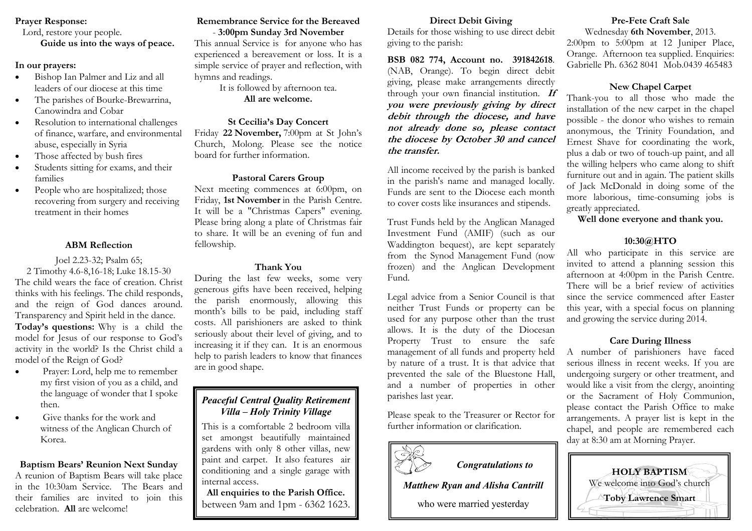**Prayer Response:**

Lord, restore your people.

**Guide us into the ways of peace.**

**In our prayers:**

- Bishop Ian Palmer and Liz and all leaders of our diocese at this time
- The parishes of Bourke-Brewarrina, Canowindra and Cobar
- Resolution to international challenges of finance, warfare, and environmental abuse, especially in Syria
- Those affected by bush fires
- Students sitting for exams, and their families
- People who are hospitalized; those recovering from surgery and receiving treatment in their homes

### ABM Reflection

Joel 2.23-32; Psalm 65;
2 Timothy 4.6-8,16-18; Luke 18.15-30

The child wears the face of creation. Christ thinks with his feelings. The child responds, and the reign of God dances around. Transparency and Spirit held in the dance.

**Today's questions:** Why is a child the model for Jesus of our response to God's activity in the world? Is the Christ child a model of the Reign of God?

- Prayer: Lord, help me to remember my first vision of you as a child, and the language of wonder that I spoke then.
- Give thanks for the work and witness of the Anglican Church of Korea.

### Baptism Bears' Reunion Next Sunday

A reunion of Baptism Bears will take place in the 10:30am Service. The Bears and their families are invited to join this celebration. **All** are welcome!

### Remembrance Service for the Bereaved - 3:00pm Sunday 3rd November

This annual Service is for anyone who has experienced a bereavement or loss. It is a simple service of prayer and reflection, with hymns and readings.

It is followed by afternoon tea.

**All are welcome.**

### St Cecilia's Day Concert

Friday **22 November,** 7:00pm at St John's Church, Molong. Please see the notice board for further information.

### Pastoral Carers Group

Next meeting commences at 6:00pm, on Friday, **1st November** in the Parish Centre. It will be a "Christmas Capers" evening. Please bring along a plate of Christmas fair to share. It will be an evening of fun and fellowship.

### Thank You

During the last few weeks, some very generous gifts have been received, helping the parish enormously, allowing this month's bills to be paid, including staff costs. All parishioners are asked to think seriously about their level of giving, and to increasing it if they can. It is an enormous help to parish leaders to know that finances are in good shape.

### *Peaceful Central Quality Retirement Villa – Holy Trinity Village*

This is a comfortable 2 bedroom villa set amongst beautifully maintained gardens with only 8 other villas, new paint and carpet. It also features air conditioning and a single garage with internal access.

**All enquiries to the Parish Office.**
between 9am and 1pm - 6362 1623.

### Direct Debit Giving

Details for those wishing to use direct debit giving to the parish:

**BSB 082 774, Account no. 391842618**. (NAB, Orange). To begin direct debit giving, please make arrangements directly through your own financial institution. ***If you were previously giving by direct debit through the diocese, and have not already done so, please contact the diocese by October 30 and cancel the transfer.***

All income received by the parish is banked in the parish's name and managed locally. Funds are sent to the Diocese each month to cover costs like insurances and stipends.

Trust Funds held by the Anglican Managed Investment Fund (AMIF) (such as our Waddington bequest), are kept separately from the Synod Management Fund (now frozen) and the Anglican Development Fund.

Legal advice from a Senior Council is that neither Trust Funds or property can be used for any purpose other than the trust allows. It is the duty of the Diocesan Property Trust to ensure the safe management of all funds and property held by nature of a trust. It is that advice that prevented the sale of the Bluestone Hall, and a number of properties in other parishes last year.

Please speak to the Treasurer or Rector for further information or clarification.

***Congratulations to***

***Matthew Ryan and Alisha Cantrill***

who were married yesterday

### Pre-Fete Craft Sale

Wednesday **6th November**, 2013.
2:00pm to 5:00pm at 12 Juniper Place, Orange. Afternoon tea supplied. Enquiries: Gabrielle Ph. 6362 8041 Mob.0439 465483

### New Chapel Carpet

Thank-you to all those who made the installation of the new carpet in the chapel possible - the donor who wishes to remain anonymous, the Trinity Foundation, and Ernest Shave for coordinating the work, plus a dab or two of touch-up paint, and all the willing helpers who came along to shift furniture out and in again. The patient skills of Jack McDonald in doing some of the more laborious, time-consuming jobs is greatly appreciated.

**Well done everyone and thank you.**

### 10:30@HTO

All who participate in this service are invited to attend a planning session this afternoon at 4:00pm in the Parish Centre. There will be a brief review of activities since the service commenced after Easter this year, with a special focus on planning and growing the service during 2014.

### Care During Illness

A number of parishioners have faced serious illness in recent weeks. If you are undergoing surgery or other treatment, and would like a visit from the clergy, anointing or the Sacrament of Holy Communion, please contact the Parish Office to make arrangements. A prayer list is kept in the chapel, and people are remembered each day at 8:30 am at Morning Prayer.

**HOLY BAPTISM**

We welcome into God's church

**Toby Lawrence Smart**